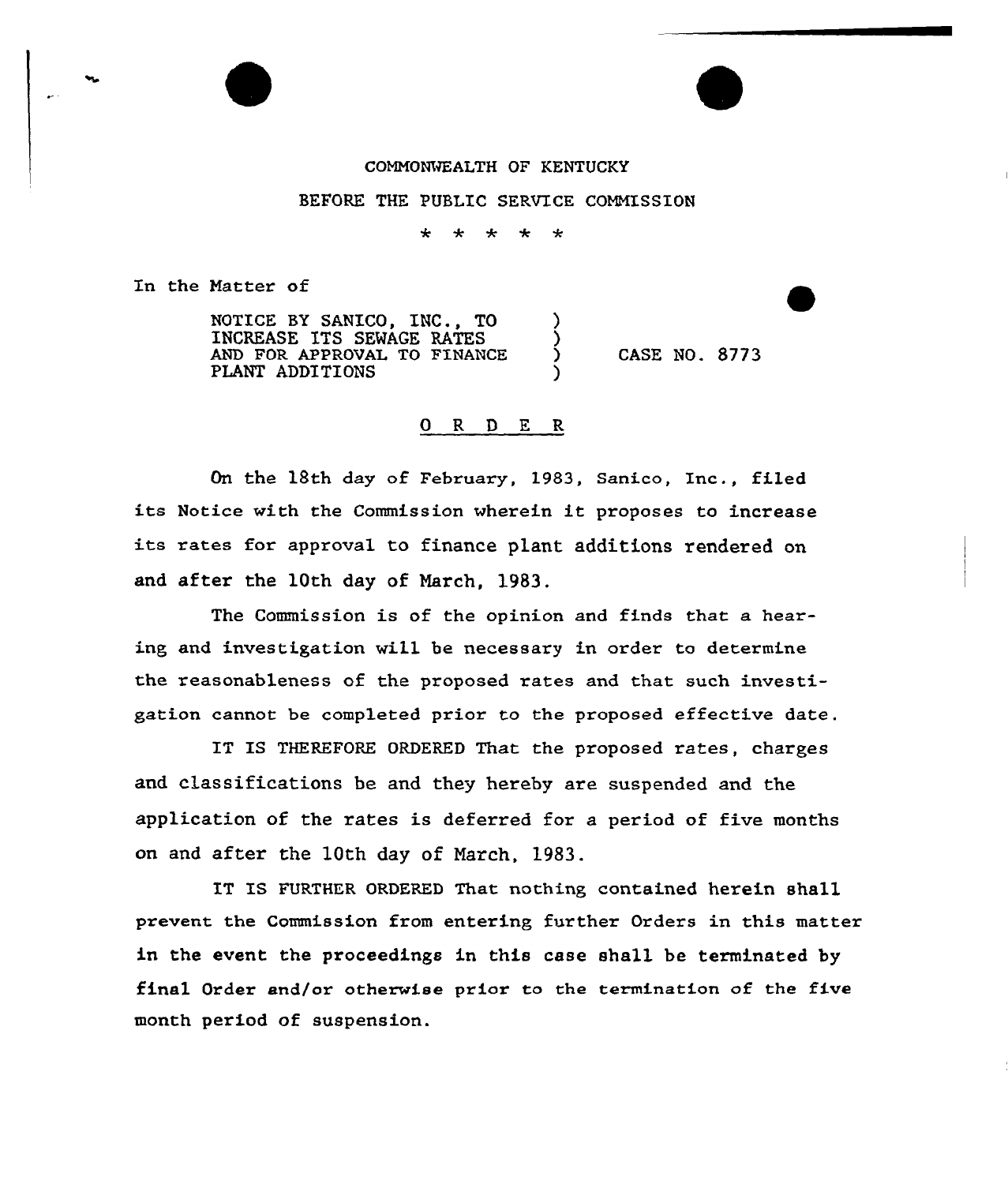COMMONWEALTH OF KENTUCKY

BEFORE THE PUBLIC SERVICE COMMISSION

\* \* \* \* \*

In the Matter of

| | | |
|---|---|---|
| NOTICE BY SANICO, INC., TO INCREASE ITS SEWAGE RATES AND FOR APPROVAL TO FINANCE PLANT ADDITIONS | ) | CASE NO. 8773 |

O R D E R

On the 18th day of February, 1983, Sanico, Inc., filed its Notice with the Commission wherein it proposes to increase its rates for approval to finance plant additions rendered on and after the 10th day of March, 1983.

The Commission is of the opinion and finds that a hearing and investigation will be necessary in order to determine the reasonableness of the proposed rates and that such investigation cannot be completed prior to the proposed effective date.

IT IS THEREFORE ORDERED That the proposed rates, charges and classifications be and they hereby are suspended and the application of the rates is deferred for a period of five months on and after the 10th day of March, 1983.

IT IS FURTHER ORDERED That nothing contained herein shall prevent the Commission from entering further Orders in this matter in the event the proceedings in this case shall be terminated by final Order and/or otherwise prior to the termination of the five month period of suspension.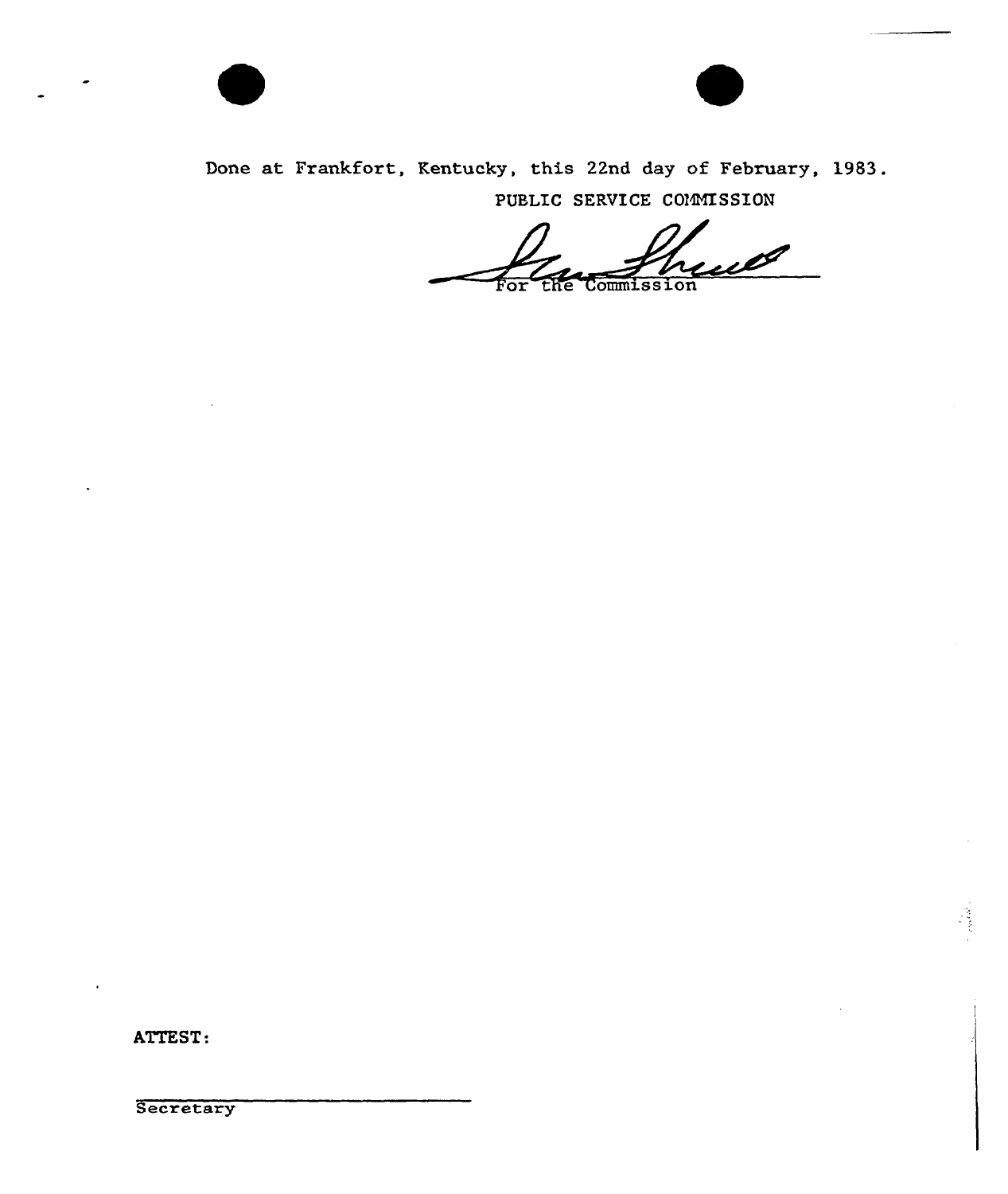Done at Frankfort, Kentucky, this 22nd day of February, 1983.

PUBLIC SERVICE COMMISSION

For the Commission

ATTEST:

Secretary